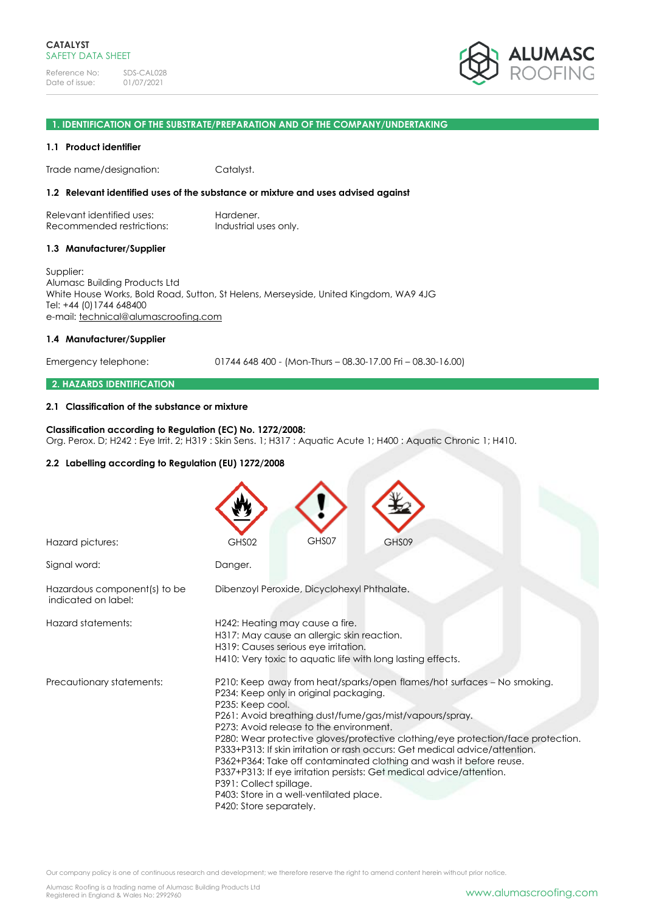**CATALYST**
SAFETY DATA SHEET

Reference No: SDS-CAL028
Date of issue: 01/07/2021

## 1. IDENTIFICATION OF THE SUBSTRATE/PREPARATION AND OF THE COMPANY/UNDERTAKING

### 1.1 Product identifier

Trade name/designation: Catalyst.

### 1.2 Relevant identified uses of the substance or mixture and uses advised against

Relevant identified uses: Hardener.
Recommended restrictions: Industrial uses only.

### 1.3 Manufacturer/Supplier

Supplier:
Alumasc Building Products Ltd
White House Works, Bold Road, Sutton, St Helens, Merseyside, United Kingdom, WA9 4JG
Tel: +44 (0)1744 648400
e-mail: technical@alumascroofing.com

### 1.4 Manufacturer/Supplier

Emergency telephone: 01744 648 400 - (Mon-Thurs – 08.30-17.00 Fri – 08.30-16.00)

## 2. HAZARDS IDENTIFICATION

### 2.1 Classification of the substance or mixture

**Classification according to Regulation (EC) No. 1272/2008:**
Org. Perox. D; H242 : Eye Irrit. 2; H319 : Skin Sens. 1; H317 : Aquatic Acute 1; H400 : Aquatic Chronic 1; H410.

### 2.2 Labelling according to Regulation (EU) 1272/2008

Hazard pictures: GHS02 GHS07 GHS09

Signal word: Danger.

Hazardous component(s) to be indicated on label: Dibenzoyl Peroxide, Dicyclohexyl Phthalate.

Hazard statements:
H242: Heating may cause a fire.
H317: May cause an allergic skin reaction.
H319: Causes serious eye irritation.
H410: Very toxic to aquatic life with long lasting effects.

Precautionary statements:
P210: Keep away from heat/sparks/open flames/hot surfaces – No smoking.
P234: Keep only in original packaging.
P235: Keep cool.
P261: Avoid breathing dust/fume/gas/mist/vapours/spray.
P273: Avoid release to the environment.
P280: Wear protective gloves/protective clothing/eye protection/face protection.
P333+P313: If skin irritation or rash occurs: Get medical advice/attention.
P362+P364: Take off contaminated clothing and wash it before reuse.
P337+P313: If eye irritation persists: Get medical advice/attention.
P391: Collect spillage.
P403: Store in a well-ventilated place.
P420: Store separately.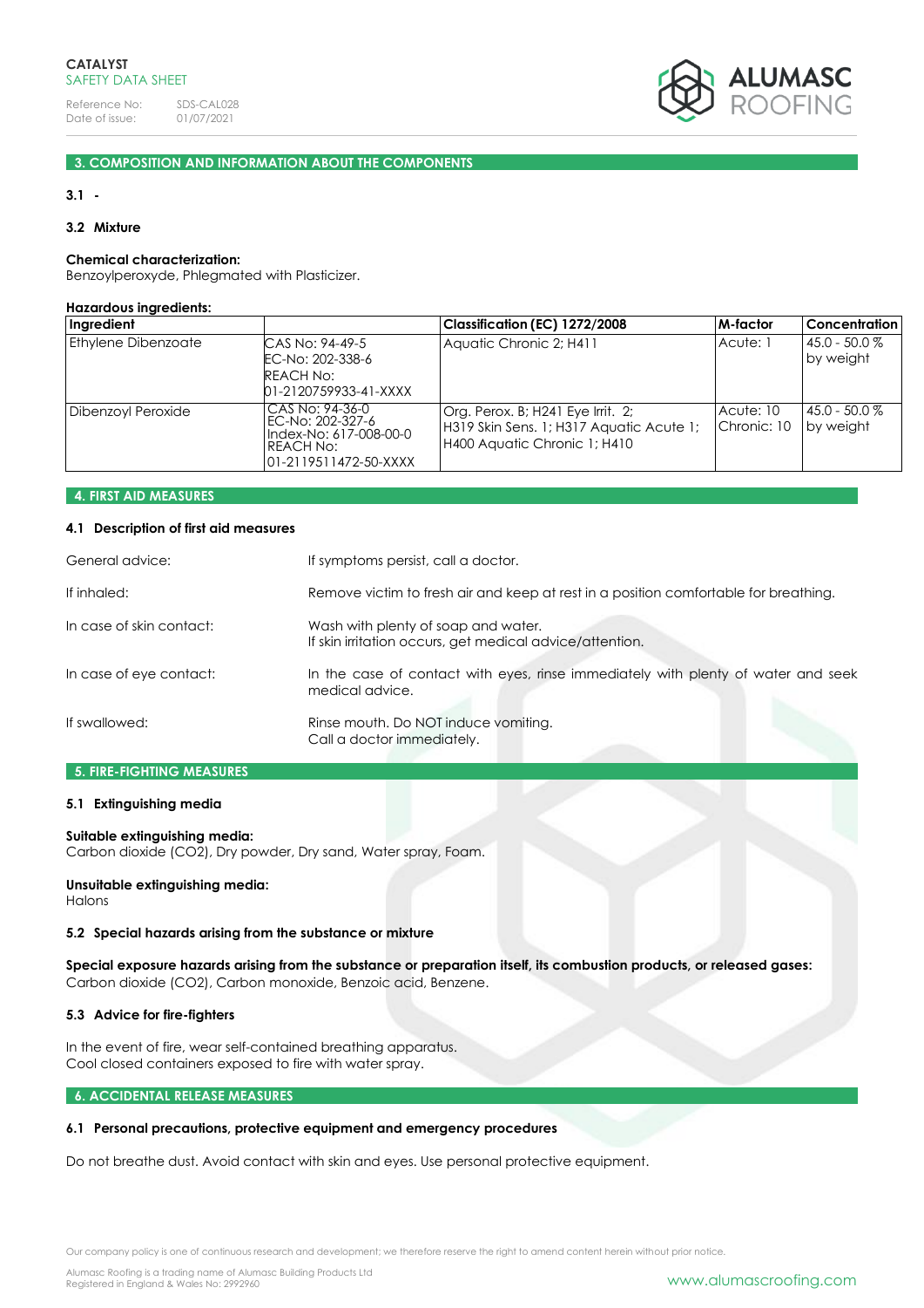## 3. COMPOSITION AND INFORMATION ABOUT THE COMPONENTS

### 3.1 -

### 3.2 Mixture

**Chemical characterization:**
Benzoylperoxyde, Phlegmated with Plasticizer.

**Hazardous ingredients:**

| Ingredient | | Classification (EC) 1272/2008 | M-factor | Concentration |
|---|---|---|---|---|
| Ethylene Dibenzoate | CAS No: 94-49-5<br>EC-No: 202-338-6<br>REACH No:<br>01-2120759933-41-XXXX | Aquatic Chronic 2; H411 | Acute: 1 | 45.0 - 50.0 % by weight |
| Dibenzoyl Peroxide | CAS No: 94-36-0<br>EC-No: 202-327-6<br>Index-No: 617-008-00-0<br>REACH No:<br>01-2119511472-50-XXXX | Org. Perox. B; H241 Eye Irrit. 2; H319 Skin Sens. 1; H317 Aquatic Acute 1; H400 Aquatic Chronic 1; H410 | Acute: 10<br>Chronic: 10 | 45.0 - 50.0 % by weight |

## 4. FIRST AID MEASURES

### 4.1 Description of first aid measures

General advice: If symptoms persist, call a doctor.

If inhaled: Remove victim to fresh air and keep at rest in a position comfortable for breathing.

In case of skin contact: Wash with plenty of soap and water.
If skin irritation occurs, get medical advice/attention.

In case of eye contact: In the case of contact with eyes, rinse immediately with plenty of water and seek medical advice.

If swallowed: Rinse mouth. Do NOT induce vomiting.
Call a doctor immediately.

## 5. FIRE-FIGHTING MEASURES

### 5.1 Extinguishing media

**Suitable extinguishing media:**
Carbon dioxide (CO2), Dry powder, Dry sand, Water spray, Foam.

**Unsuitable extinguishing media:**
Halons

### 5.2 Special hazards arising from the substance or mixture

**Special exposure hazards arising from the substance or preparation itself, its combustion products, or released gases:**
Carbon dioxide (CO2), Carbon monoxide, Benzoic acid, Benzene.

### 5.3 Advice for fire-fighters

In the event of fire, wear self-contained breathing apparatus.
Cool closed containers exposed to fire with water spray.

## 6. ACCIDENTAL RELEASE MEASURES

### 6.1 Personal precautions, protective equipment and emergency procedures

Do not breathe dust. Avoid contact with skin and eyes. Use personal protective equipment.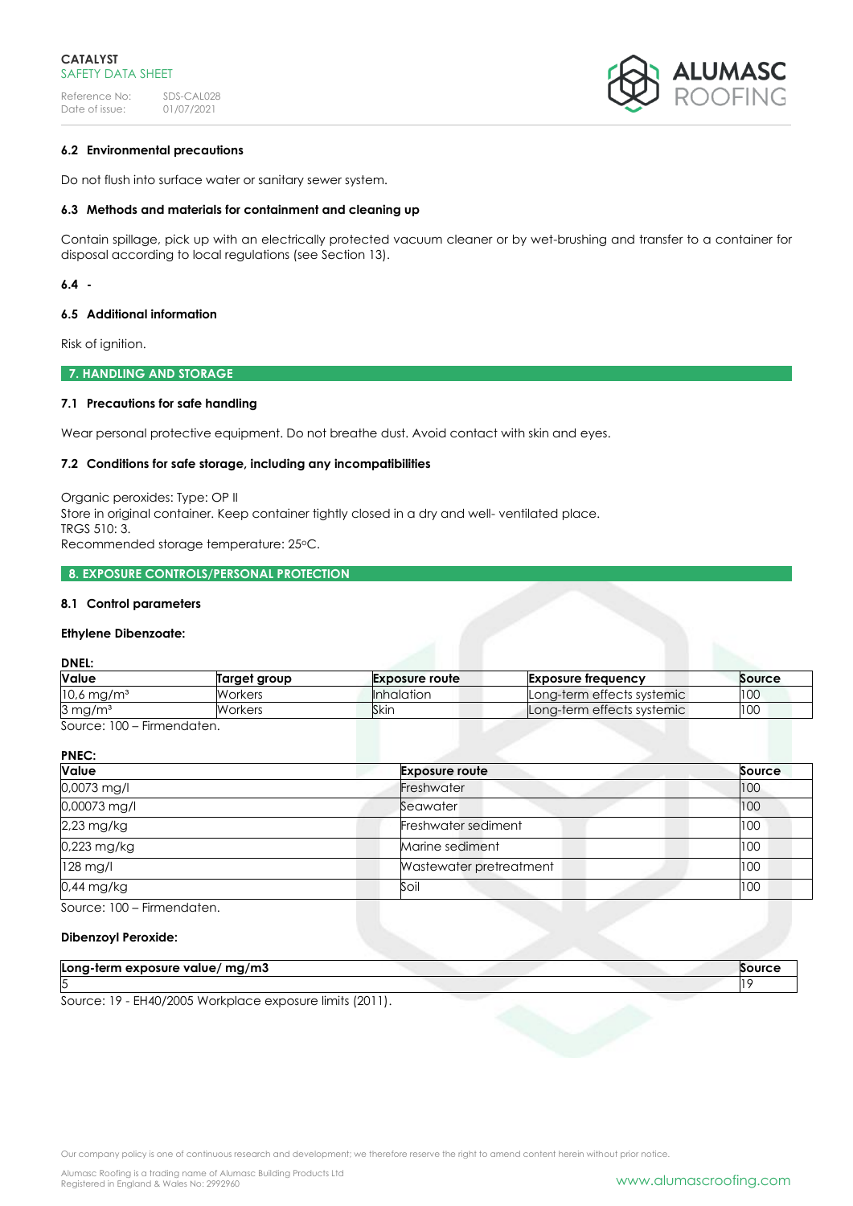#### 6.2 Environmental precautions

Do not flush into surface water or sanitary sewer system.

#### 6.3 Methods and materials for containment and cleaning up

Contain spillage, pick up with an electrically protected vacuum cleaner or by wet-brushing and transfer to a container for disposal according to local regulations (see Section 13).

#### 6.4 -

#### 6.5 Additional information

Risk of ignition.

## 7. HANDLING AND STORAGE

#### 7.1 Precautions for safe handling

Wear personal protective equipment. Do not breathe dust. Avoid contact with skin and eyes.

#### 7.2 Conditions for safe storage, including any incompatibilities

Organic peroxides: Type: OP II
Store in original container. Keep container tightly closed in a dry and well- ventilated place.
TRGS 510: 3.
Recommended storage temperature: 25ᵒC.

## 8. EXPOSURE CONTROLS/PERSONAL PROTECTION

#### 8.1 Control parameters

**Ethylene Dibenzoate:**

**DNEL:**

| Value | Target group | Exposure route | Exposure frequency | Source |
|---|---|---|---|---|
| 10,6 mg/m³ | Workers | Inhalation | Long-term effects systemic | 100 |
| 3 mg/m³ | Workers | Skin | Long-term effects systemic | 100 |

Source: 100 – Firmendaten.

**PNEC:**

| Value | Exposure route | Source |
|---|---|---|
| 0,0073 mg/l | Freshwater | 100 |
| 0,00073 mg/l | Seawater | 100 |
| 2,23 mg/kg | Freshwater sediment | 100 |
| 0,223 mg/kg | Marine sediment | 100 |
| 128 mg/l | Wastewater pretreatment | 100 |
| 0,44 mg/kg | Soil | 100 |

Source: 100 – Firmendaten.

**Dibenzoyl Peroxide:**

| Long-term exposure value/ mg/m3 | Source |
|---|---|
| 5 | 19 |

Source: 19 - EH40/2005 Workplace exposure limits (2011).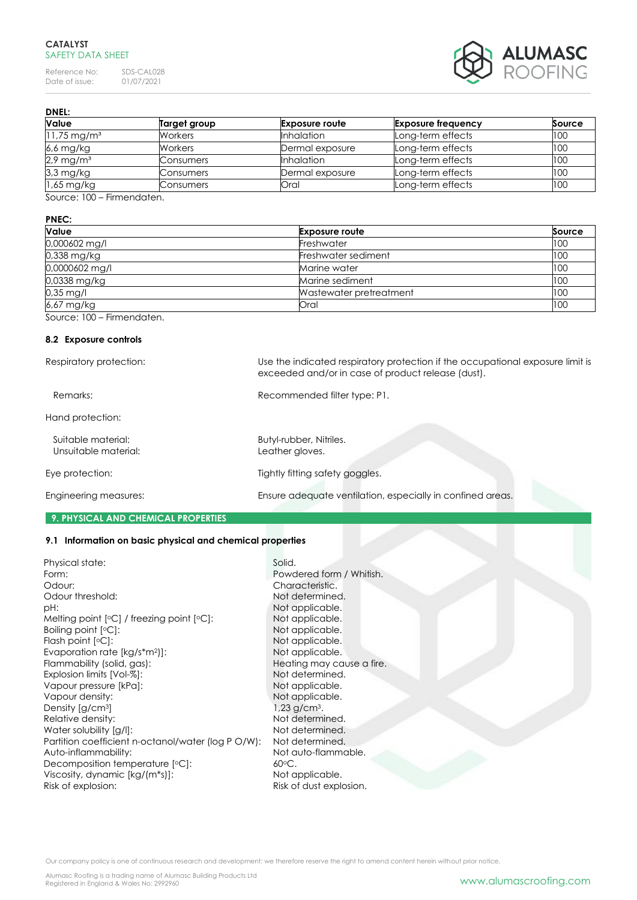**DNEL:**

| Value | Target group | Exposure route | Exposure frequency | Source |
|---|---|---|---|---|
| 11,75 mg/m³ | Workers | Inhalation | Long-term effects | 100 |
| 6,6 mg/kg | Workers | Dermal exposure | Long-term effects | 100 |
| 2,9 mg/m³ | Consumers | Inhalation | Long-term effects | 100 |
| 3,3 mg/kg | Consumers | Dermal exposure | Long-term effects | 100 |
| 1,65 mg/kg | Consumers | Oral | Long-term effects | 100 |

Source: 100 – Firmendaten.

**PNEC:**

| Value | Exposure route | Source |
|---|---|---|
| 0,000602 mg/l | Freshwater | 100 |
| 0,338 mg/kg | Freshwater sediment | 100 |
| 0,0000602 mg/l | Marine water | 100 |
| 0,0338 mg/kg | Marine sediment | 100 |
| 0,35 mg/l | Wastewater pretreatment | 100 |
| 6,67 mg/kg | Oral | 100 |

Source: 100 – Firmendaten.

### 8.2 Exposure controls

Respiratory protection: Use the indicated respiratory protection if the occupational exposure limit is exceeded and/or in case of product release (dust).

Remarks: Recommended filter type: P1.

Hand protection:

Suitable material: Butyl-rubber, Nitriles.
Unsuitable material: Leather gloves.

Eye protection: Tightly fitting safety goggles.

Engineering measures: Ensure adequate ventilation, especially in confined areas.

## 9. PHYSICAL AND CHEMICAL PROPERTIES

### 9.1 Information on basic physical and chemical properties

Physical state: Solid.
Form: Powdered form / Whitish.
Odour: Characteristic.
Odour threshold: Not determined.
pH: Not applicable.
Melting point [°C] / freezing point [°C]: Not applicable.
Boiling point [°C]: Not applicable.
Flash point [°C]: Not applicable.
Evaporation rate [kg/s*m²)]: Not applicable.
Flammability (solid, gas): Heating may cause a fire.
Explosion limits [Vol-%]: Not determined.
Vapour pressure [kPa]: Not applicable.
Vapour density: Not applicable.
Density [g/cm³] 1,23 g/cm³.
Relative density: Not determined.
Water solubility [g/l]: Not determined.
Partition coefficient n-octanol/water (log P O/W): Not determined.
Auto-inflammability: Not auto-flammable.
Decomposition temperature [°C]: 60°C.
Viscosity, dynamic [kg/(m*s)]: Not applicable.
Risk of explosion: Risk of dust explosion.

Our company policy is one of continuous research and development; we therefore reserve the right to amend content herein without prior notice.

Alumasc Roofing is a trading name of Alumasc Building Products Ltd
Registered in England & Wales No: 2992960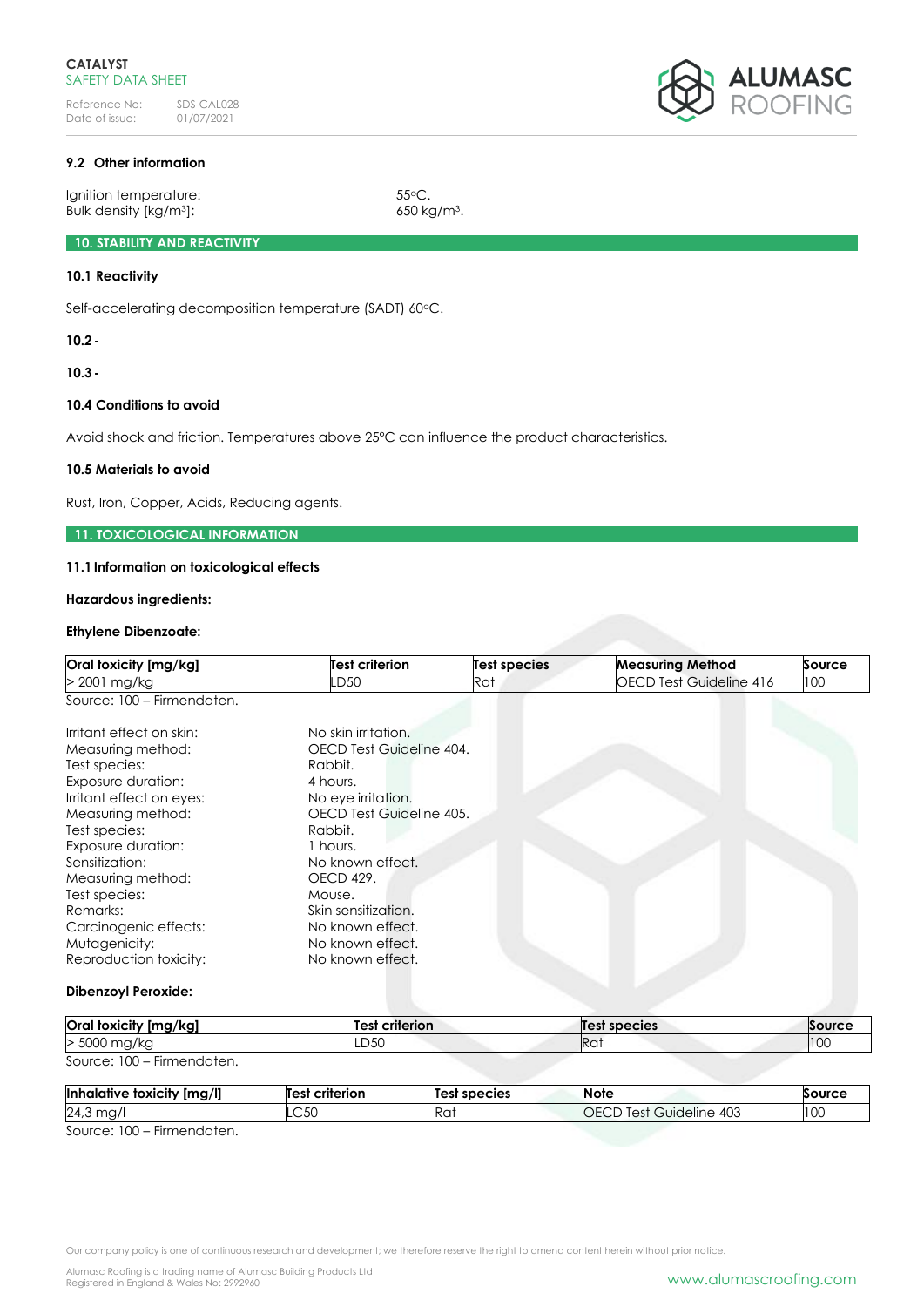### 9.2 Other information

Ignition temperature: 55ºC.
Bulk density [kg/m³]: 650 kg/m³.

## 10. STABILITY AND REACTIVITY

### 10.1 Reactivity

Self-accelerating decomposition temperature (SADT) 60ºC.

### 10.2 -

### 10.3 -

### 10.4 Conditions to avoid

Avoid shock and friction. Temperatures above 25°C can influence the product characteristics.

### 10.5 Materials to avoid

Rust, Iron, Copper, Acids, Reducing agents.

## 11. TOXICOLOGICAL INFORMATION

### 11.1 Information on toxicological effects

**Hazardous ingredients:**

**Ethylene Dibenzoate:**

| Oral toxicity [mg/kg] | Test criterion | Test species | Measuring Method | Source |
|---|---|---|---|---|
| > 2001 mg/kg | LD50 | Rat | OECD Test Guideline 416 | 100 |

Source: 100 – Firmendaten.

Irritant effect on skin: No skin irritation.
Measuring method: OECD Test Guideline 404.
Test species: Rabbit.
Exposure duration: 4 hours.
Irritant effect on eyes: No eye irritation.
Measuring method: OECD Test Guideline 405.
Test species: Rabbit.
Exposure duration: 1 hours.
Sensitization: No known effect.
Measuring method: OECD 429.
Test species: Mouse.
Remarks: Skin sensitization.
Carcinogenic effects: No known effect.
Mutagenicity: No known effect.
Reproduction toxicity: No known effect.

**Dibenzoyl Peroxide:**

| Oral toxicity [mg/kg] | Test criterion | Test species | Source |
|---|---|---|---|
| > 5000 mg/kg | LD50 | Rat | 100 |

Source: 100 – Firmendaten.

| Inhalative toxicity [mg/l] | Test criterion | Test species | Note | Source |
|---|---|---|---|---|
| 24,3 mg/l | LC50 | Rat | OECD Test Guideline 403 | 100 |

Source: 100 – Firmendaten.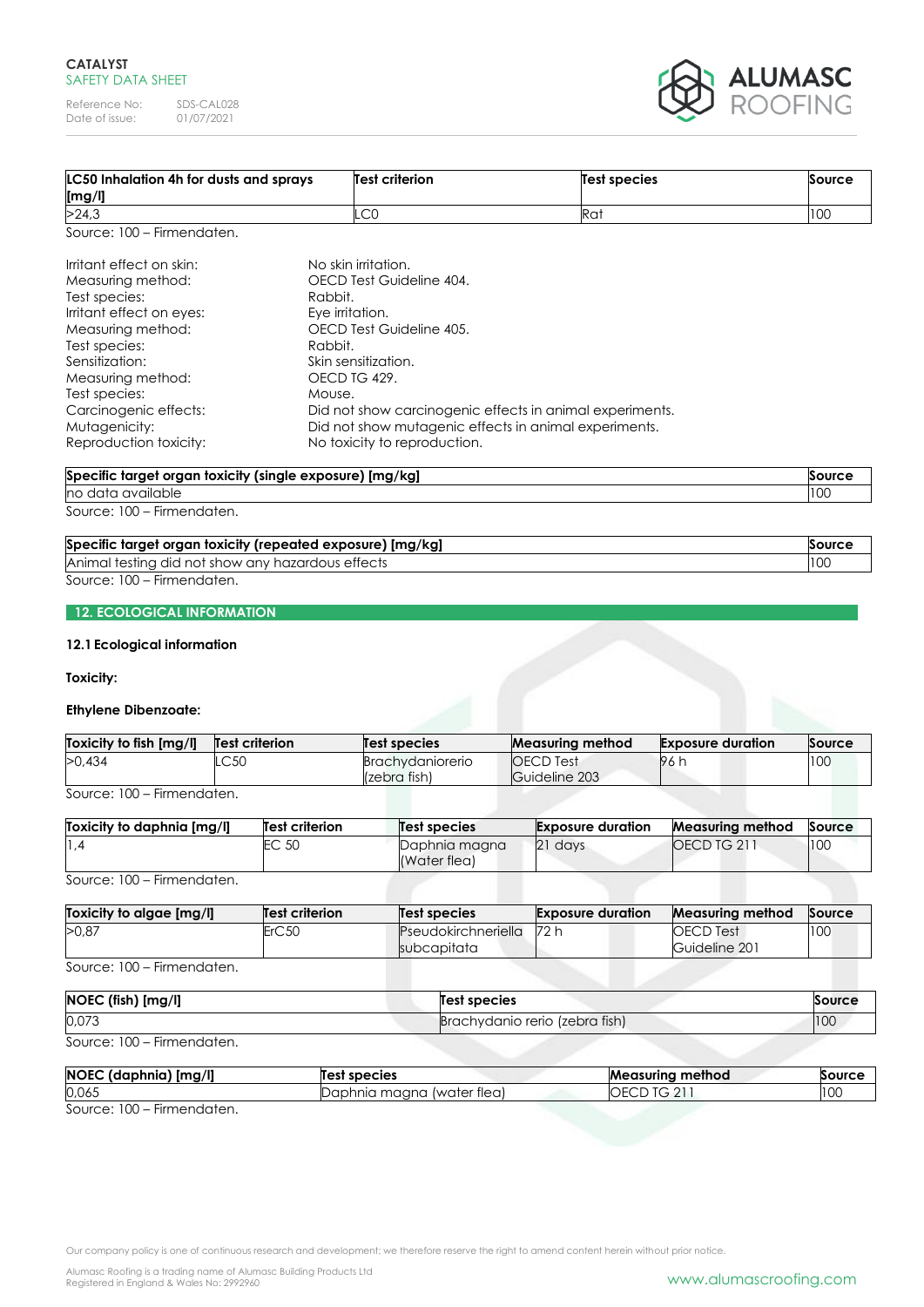| LC50 Inhalation 4h for dusts and sprays [mg/l] | Test criterion | Test species | Source |
|---|---|---|---|
| >24,3 | LC0 | Rat | 100 |

Source: 100 – Firmendaten.

Irritant effect on skin: No skin irritation.
Measuring method: OECD Test Guideline 404.
Test species: Rabbit.
Irritant effect on eyes: Eye irritation.
Measuring method: OECD Test Guideline 405.
Test species: Rabbit.
Sensitization: Skin sensitization.
Measuring method: OECD TG 429.
Test species: Mouse.
Carcinogenic effects: Did not show carcinogenic effects in animal experiments.
Mutagenicity: Did not show mutagenic effects in animal experiments.
Reproduction toxicity: No toxicity to reproduction.

| Specific target organ toxicity (single exposure) [mg/kg] | Source |
|---|---|
| no data available | 100 |

Source: 100 – Firmendaten.

| Specific target organ toxicity (repeated exposure) [mg/kg] | Source |
|---|---|
| Animal testing did not show any hazardous effects | 100 |

Source: 100 – Firmendaten.

## 12. ECOLOGICAL INFORMATION

### 12.1 Ecological information

**Toxicity:**

**Ethylene Dibenzoate:**

| Toxicity to fish [mg/l] | Test criterion | Test species | Measuring method | Exposure duration | Source |
|---|---|---|---|---|---|
| >0,434 | LC50 | Brachydaniorerio (zebra fish) | OECD Test Guideline 203 | 96 h | 100 |

Source: 100 – Firmendaten.

| Toxicity to daphnia [mg/l] | Test criterion | Test species | Exposure duration | Measuring method | Source |
|---|---|---|---|---|---|
| 1,4 | EC 50 | Daphnia magna (Water flea) | 21 days | OECD TG 211 | 100 |

Source: 100 – Firmendaten.

| Toxicity to algae [mg/l] | Test criterion | Test species | Exposure duration | Measuring method | Source |
|---|---|---|---|---|---|
| >0,87 | ErC50 | Pseudokirchneriella subcapitata | 72 h | OECD Test Guideline 201 | 100 |

Source: 100 – Firmendaten.

| NOEC (fish) [mg/l] | Test species | Source |
|---|---|---|
| 0,073 | Brachydanio rerio (zebra fish) | 100 |

Source: 100 – Firmendaten.

| NOEC (daphnia) [mg/l] | Test species | Measuring method | Source |
|---|---|---|---|
| 0,065 | Daphnia magna (water flea) | OECD TG 211 | 100 |

Source: 100 – Firmendaten.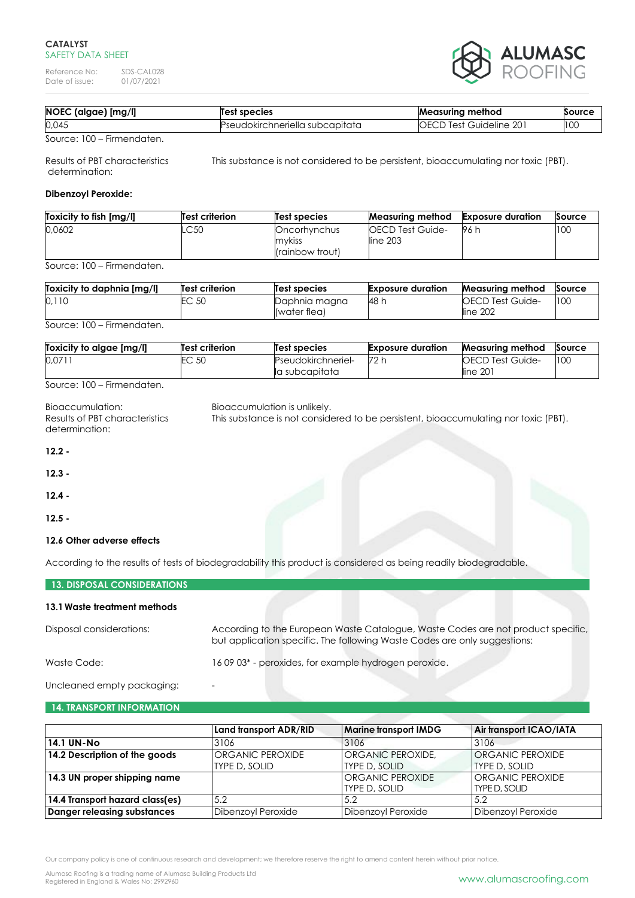| NOEC (algae) [mg/l] | Test species | Measuring method | Source |
|---|---|---|---|
| 0,045 | Pseudokirchneriella subcapitata | OECD Test Guideline 201 | 100 |

Source: 100 – Firmendaten.

Results of PBT characteristics determination: This substance is not considered to be persistent, bioaccumulating nor toxic (PBT).

**Dibenzoyl Peroxide:**

| Toxicity to fish [mg/l] | Test criterion | Test species | Measuring method | Exposure duration | Source |
|---|---|---|---|---|---|
| 0,0602 | LC50 | Oncorhynchus mykiss (rainbow trout) | OECD Test Guide-line 203 | 96 h | 100 |

Source: 100 – Firmendaten.

| Toxicity to daphnia [mg/l] | Test criterion | Test species | Exposure duration | Measuring method | Source |
|---|---|---|---|---|---|
| 0,110 | EC 50 | Daphnia magna (water flea) | 48 h | OECD Test Guide-line 202 | 100 |

Source: 100 – Firmendaten.

| Toxicity to algae [mg/l] | Test criterion | Test species | Exposure duration | Measuring method | Source |
|---|---|---|---|---|---|
| 0,0711 | EC 50 | Pseudokirchneriella subcapitata | 72 h | OECD Test Guide-line 201 | 100 |

Source: 100 – Firmendaten.

Bioaccumulation: Bioaccumulation is unlikely.

Results of PBT characteristics determination: This substance is not considered to be persistent, bioaccumulating nor toxic (PBT).

**12.2 -**

**12.3 -**

**12.4 -**

**12.5 -**

**12.6 Other adverse effects**

According to the results of tests of biodegradability this product is considered as being readily biodegradable.

## 13. DISPOSAL CONSIDERATIONS

**13.1 Waste treatment methods**

Disposal considerations: According to the European Waste Catalogue, Waste Codes are not product specific, but application specific. The following Waste Codes are only suggestions:

Waste Code: 16 09 03* - peroxides, for example hydrogen peroxide.

Uncleaned empty packaging: -

## 14. TRANSPORT INFORMATION

| | Land transport ADR/RID | Marine transport IMDG | Air transport ICAO/IATA |
|---|---|---|---|
| **14.1 UN-No** | 3106 | 3106 | 3106 |
| **14.2 Description of the goods** | ORGANIC PEROXIDE TYPE D, SOLID | ORGANIC PEROXIDE, TYPE D, SOLID | ORGANIC PEROXIDE TYPE D, SOLID |
| **14.3 UN proper shipping name** | | ORGANIC PEROXIDE TYPE D, SOLID | ORGANIC PEROXIDE TYPE D, SOLID |
| **14.4 Transport hazard class(es)** | 5.2 | 5.2 | 5.2 |
| **Danger releasing substances** | Dibenzoyl Peroxide | Dibenzoyl Peroxide | Dibenzoyl Peroxide |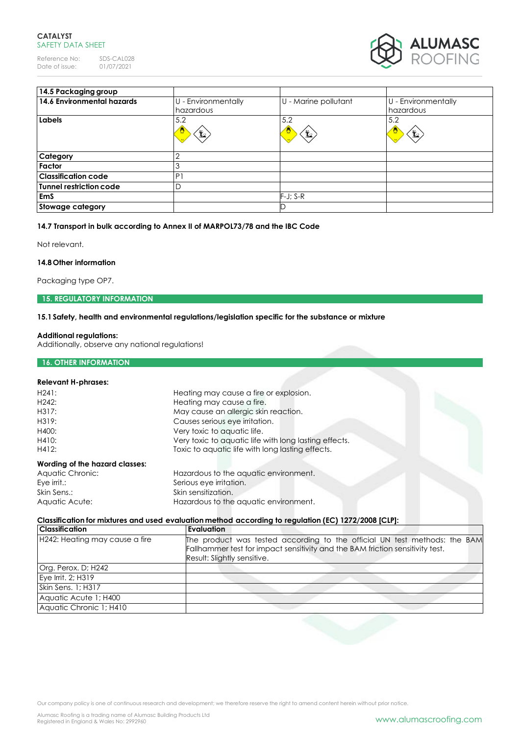| 14.5 Packaging group | | | |
|---|---|---|---|
| **14.6 Environmental hazards** | U - Environmentally hazardous | U - Marine pollutant | U - Environmentally hazardous |
| **Labels** | 5.2 | 5.2 | 5.2 |
| **Category** | 2 | | |
| **Factor** | 3 | | |
| **Classification code** | P1 | | |
| **Tunnel restriction code** | D | | |
| **EmS** | | F-J; S-R | |
| **Stowage category** | | D | |

**14.7 Transport in bulk according to Annex II of MARPOL73/78 and the IBC Code**

Not relevant.

**14.8 Other information**

Packaging type OP7.

## 15. REGULATORY INFORMATION

**15.1 Safety, health and environmental regulations/legislation specific for the substance or mixture**

**Additional regulations:**
Additionally, observe any national regulations!

## 16. OTHER INFORMATION

**Relevant H-phrases:**

| | |
|---|---|
| H241: | Heating may cause a fire or explosion. |
| H242: | Heating may cause a fire. |
| H317: | May cause an allergic skin reaction. |
| H319: | Causes serious eye irritation. |
| H400: | Very toxic to aquatic life. |
| H410: | Very toxic to aquatic life with long lasting effects. |
| H412: | Toxic to aquatic life with long lasting effects. |

**Wording of the hazard classes:**

| | |
|---|---|
| Aquatic Chronic: | Hazardous to the aquatic environment. |
| Eye irrit.: | Serious eye irritation. |
| Skin Sens.: | Skin sensitization. |
| Aquatic Acute: | Hazardous to the aquatic environment. |

**Classification for mixtures and used evaluation method according to regulation (EC) 1272/2008 [CLP]:**

| Classification | Evaluation |
|---|---|
| H242: Heating may cause a fire | The product was tested according to the official UN test methods: the BAM Fallhammer test for impact sensitivity and the BAM friction sensitivity test. Result: Slightly sensitive. |
| Org. Perox. D; H242 | |
| Eye Irrit. 2; H319 | |
| Skin Sens. 1; H317 | |
| Aquatic Acute 1; H400 | |
| Aquatic Chronic 1; H410 | |

Our company policy is one of continuous research and development; we therefore reserve the right to amend content herein without prior notice.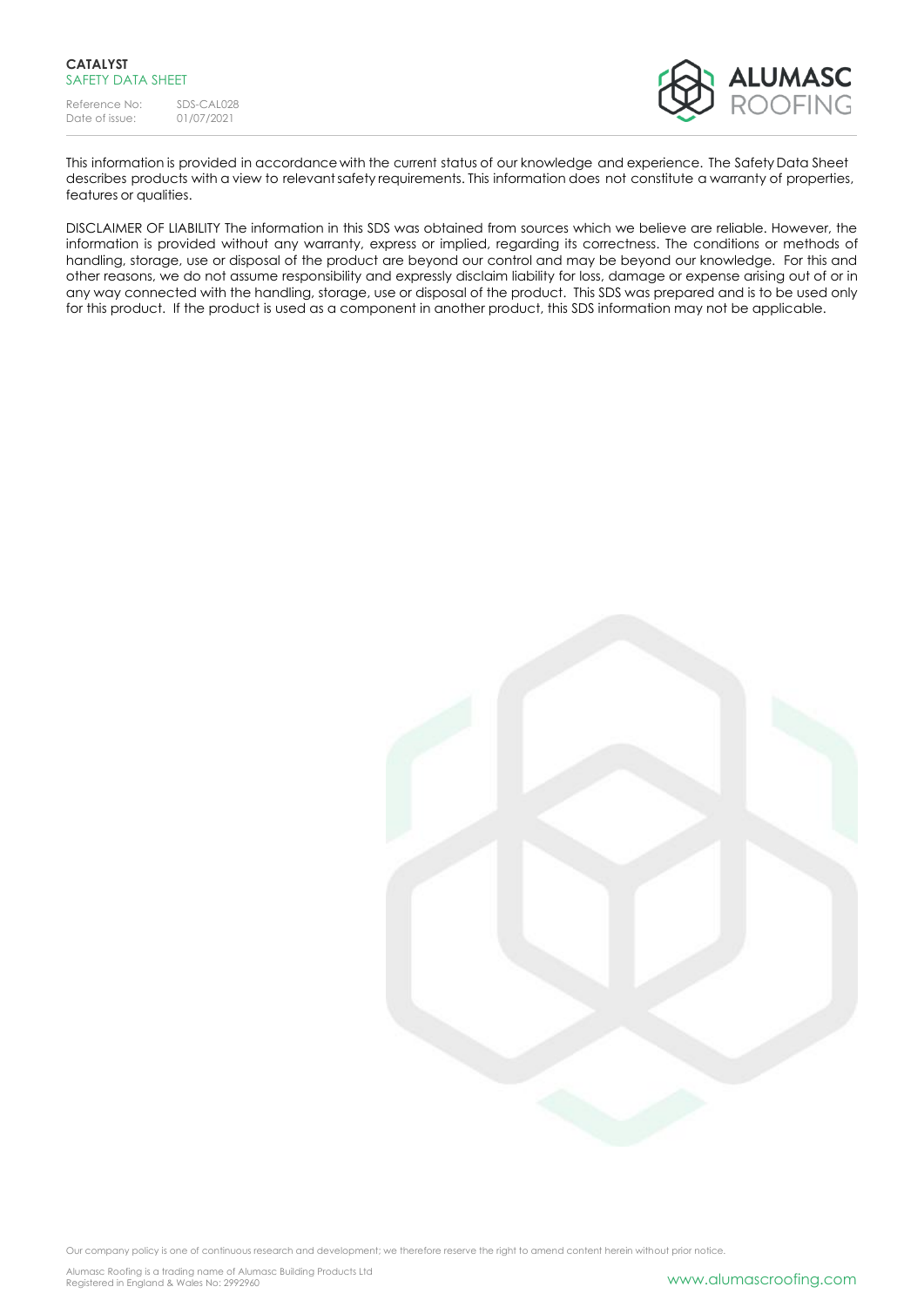This information is provided in accordance with the current status of our knowledge and experience. The Safety Data Sheet describes products with a view to relevant safety requirements. This information does not constitute a warranty of properties, features or qualities.

DISCLAIMER OF LIABILITY The information in this SDS was obtained from sources which we believe are reliable. However, the information is provided without any warranty, express or implied, regarding its correctness. The conditions or methods of handling, storage, use or disposal of the product are beyond our control and may be beyond our knowledge. For this and other reasons, we do not assume responsibility and expressly disclaim liability for loss, damage or expense arising out of or in any way connected with the handling, storage, use or disposal of the product. This SDS was prepared and is to be used only for this product. If the product is used as a component in another product, this SDS information may not be applicable.